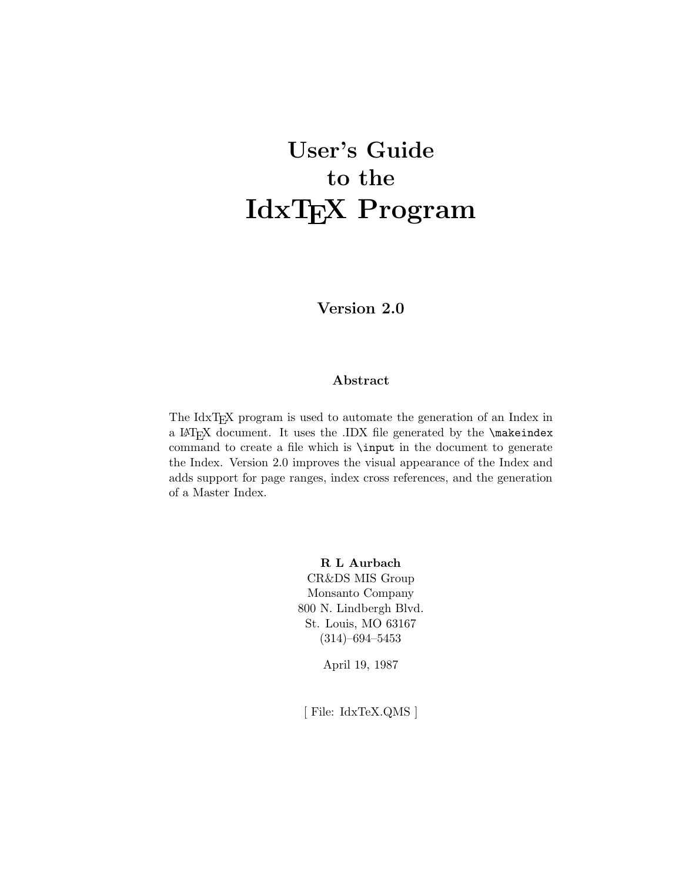# User's Guide to the IdxTEX Program

**Version 2.0**

### Abstract

The IdxTEX program is used to automate the generation of an Index in a LATEX document. It uses the .IDX file generated by the `\makeindex` command to create a file which is `\input` in the document to generate the Index. Version 2.0 improves the visual appearance of the Index and adds support for page ranges, index cross references, and the generation of a Master Index.

**R L Aurbach**
CR&DS MIS Group
Monsanto Company
800 N. Lindbergh Blvd.
St. Louis, MO 63167
(314)–694–5453

April 19, 1987

[ File: IdxTeX.QMS ]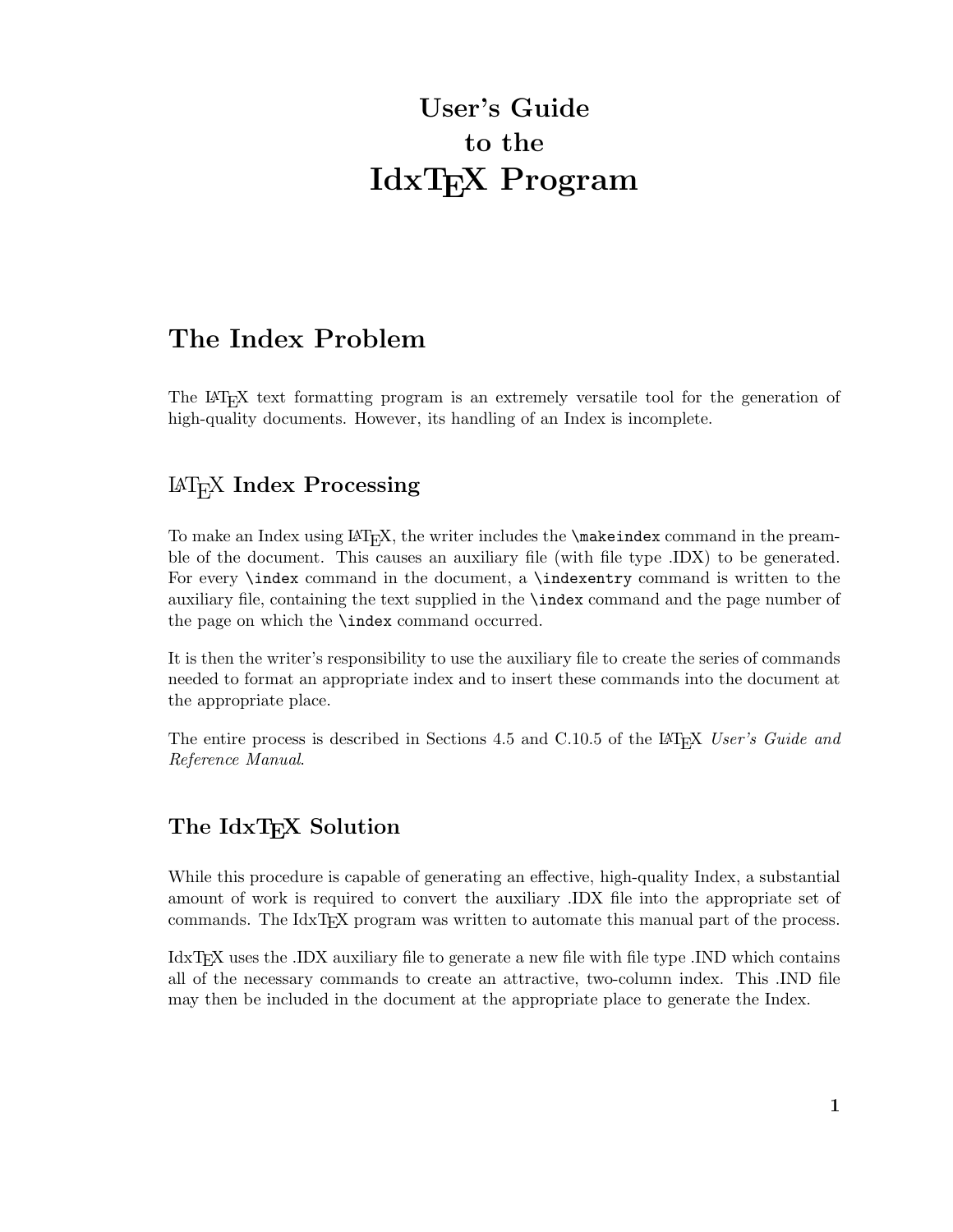# User's Guide to the IdxTEX Program

## The Index Problem

The LaTeX text formatting program is an extremely versatile tool for the generation of high-quality documents. However, its handling of an Index is incomplete.

### LaTeX Index Processing

To make an Index using LaTeX, the writer includes the `\makeindex` command in the preamble of the document. This causes an auxiliary file (with file type .IDX) to be generated. For every `\index` command in the document, a `\indexentry` command is written to the auxiliary file, containing the text supplied in the `\index` command and the page number of the page on which the `\index` command occurred.

It is then the writer's responsibility to use the auxiliary file to create the series of commands needed to format an appropriate index and to insert these commands into the document at the appropriate place.

The entire process is described in Sections 4.5 and C.10.5 of the LaTeX *User's Guide and Reference Manual*.

### The IdxTEX Solution

While this procedure is capable of generating an effective, high-quality Index, a substantial amount of work is required to convert the auxiliary .IDX file into the appropriate set of commands. The IdxTEX program was written to automate this manual part of the process.

IdxTEX uses the .IDX auxiliary file to generate a new file with file type .IND which contains all of the necessary commands to create an attractive, two-column index. This .IND file may then be included in the document at the appropriate place to generate the Index.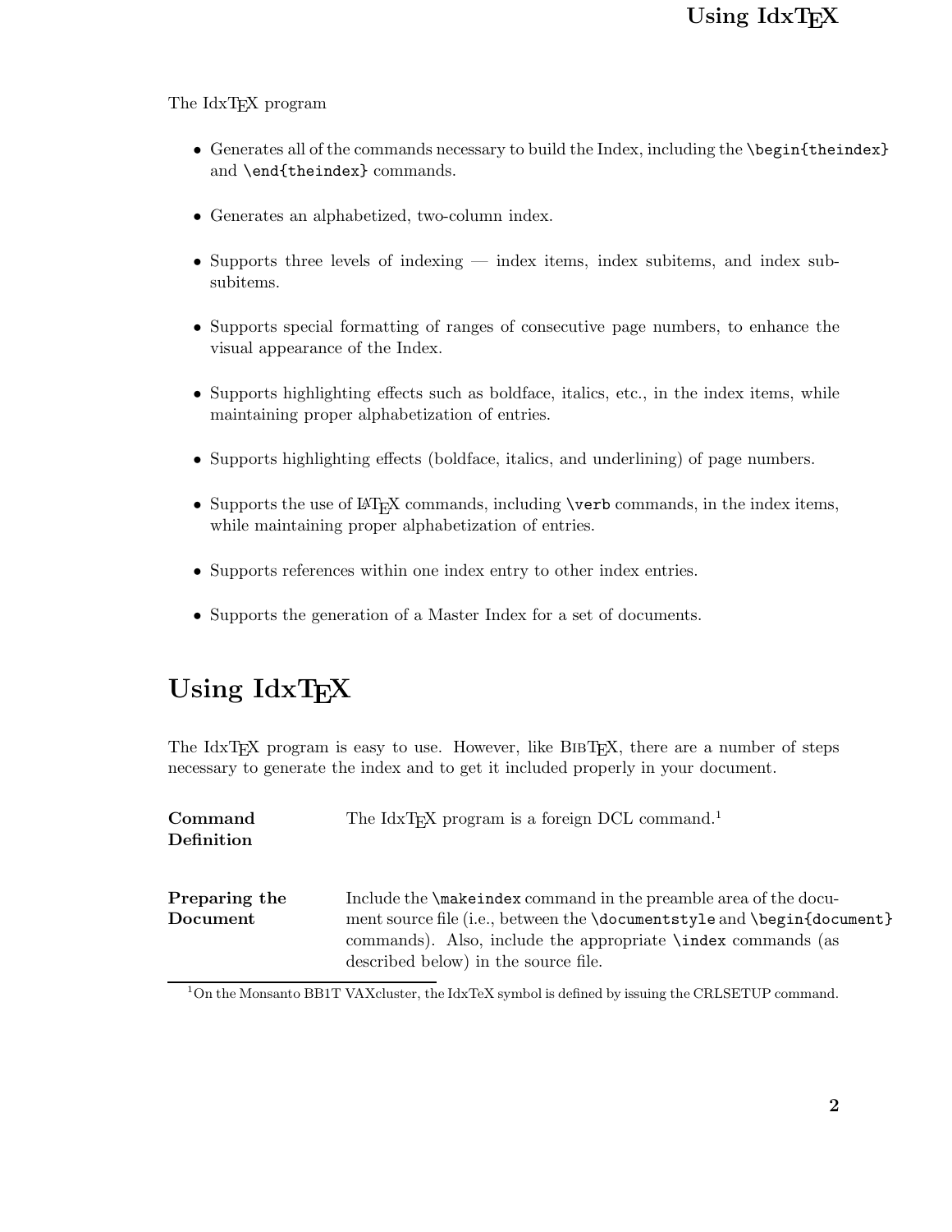The IdxTEX program

- Generates all of the commands necessary to build the Index, including the `\begin{theindex}` and `\end{theindex}` commands.
- Generates an alphabetized, two-column index.
- Supports three levels of indexing — index items, index subitems, and index subsubitems.
- Supports special formatting of ranges of consecutive page numbers, to enhance the visual appearance of the Index.
- Supports highlighting effects such as boldface, italics, etc., in the index items, while maintaining proper alphabetization of entries.
- Supports highlighting effects (boldface, italics, and underlining) of page numbers.
- Supports the use of LATEX commands, including `\verb` commands, in the index items, while maintaining proper alphabetization of entries.
- Supports references within one index entry to other index entries.
- Supports the generation of a Master Index for a set of documents.

# Using IdxTEX

The IdxTEX program is easy to use. However, like BIBTEX, there are a number of steps necessary to generate the index and to get it included properly in your document.

**Command Definition** The IdxTEX program is a foreign DCL command.[1]

**Preparing the Document** Include the `\makeindex` command in the preamble area of the document source file (i.e., between the `\documentstyle` and `\begin{document}` commands). Also, include the appropriate `\index` commands (as described below) in the source file.

[1] On the Monsanto BB1T VAXcluster, the IdxTeX symbol is defined by issuing the CRLSETUP command.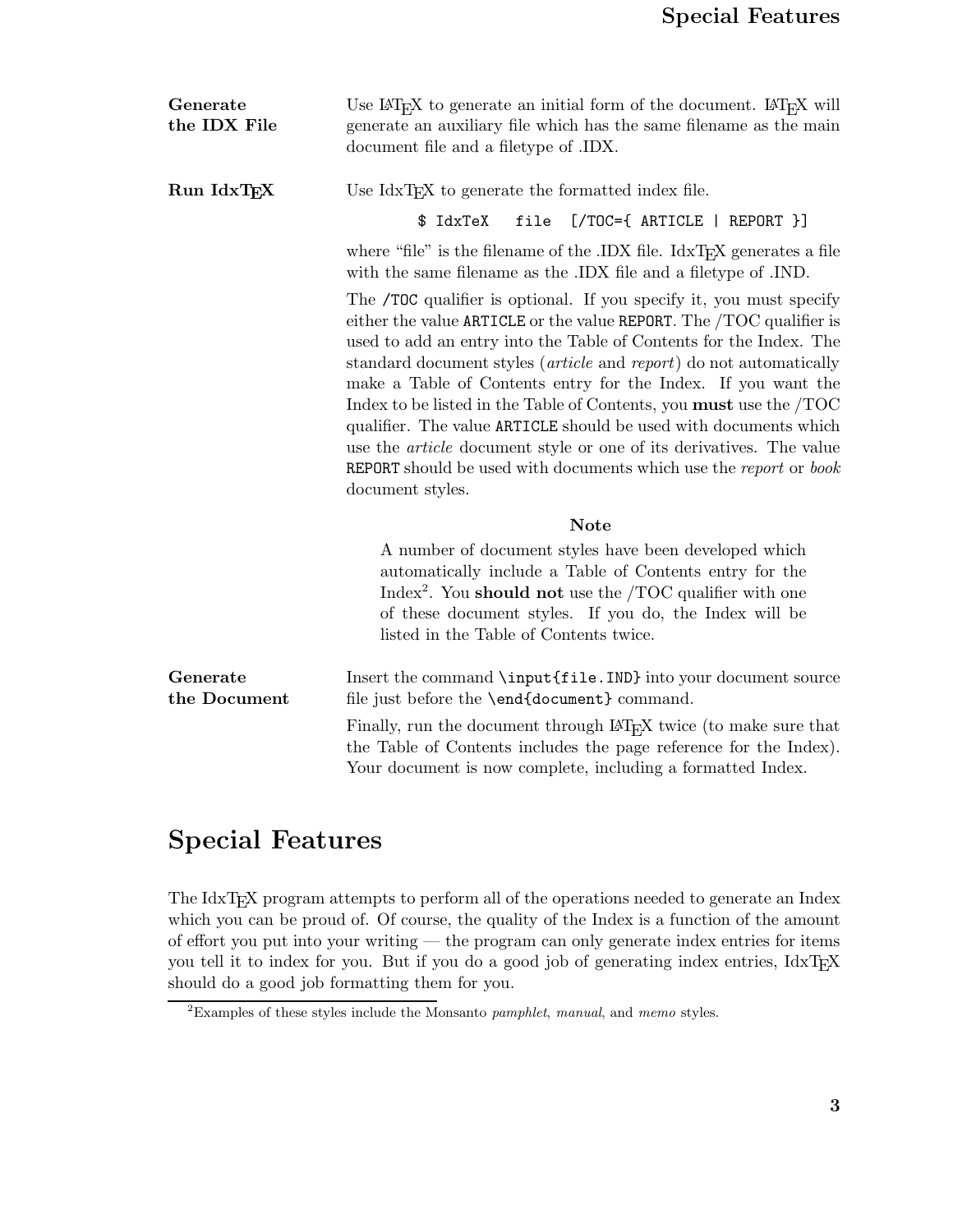**Generate the IDX File**

Use LaTeX to generate an initial form of the document. LaTeX will generate an auxiliary file which has the same filename as the main document file and a filetype of .IDX.

**Run IdxTeX**

Use IdxTeX to generate the formatted index file.

```
$ IdxTeX   file  [/TOC={ ARTICLE | REPORT }]
```

where "file" is the filename of the .IDX file. IdxTeX generates a file with the same filename as the .IDX file and a filetype of .IND.

The `/TOC` qualifier is optional. If you specify it, you must specify either the value `ARTICLE` or the value `REPORT`. The /TOC qualifier is used to add an entry into the Table of Contents for the Index. The standard document styles (*article* and *report*) do not automatically make a Table of Contents entry for the Index. If you want the Index to be listed in the Table of Contents, you **must** use the /TOC qualifier. The value `ARTICLE` should be used with documents which use the *article* document style or one of its derivatives. The value `REPORT` should be used with documents which use the *report* or *book* document styles.

**Note**

> A number of document styles have been developed which automatically include a Table of Contents entry for the Index[2]. You **should not** use the /TOC qualifier with one of these document styles. If you do, the Index will be listed in the Table of Contents twice.

**Generate the Document**

Insert the command `\input{file.IND}` into your document source file just before the `\end{document}` command.

Finally, run the document through LaTeX twice (to make sure that the Table of Contents includes the page reference for the Index). Your document is now complete, including a formatted Index.

## Special Features

The IdxTeX program attempts to perform all of the operations needed to generate an Index which you can be proud of. Of course, the quality of the Index is a function of the amount of effort you put into your writing — the program can only generate index entries for items you tell it to index for you. But if you do a good job of generating index entries, IdxTeX should do a good job formatting them for you.

---

[2] Examples of these styles include the Monsanto *pamphlet*, *manual*, and *memo* styles.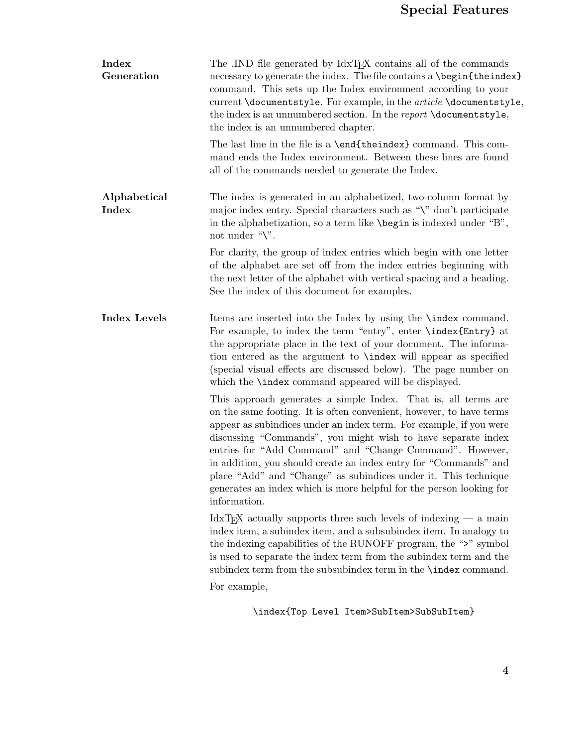### Index Generation

The .IND file generated by IdxTEX contains all of the commands necessary to generate the index. The file contains a `\begin{theindex}` command. This sets up the Index environment according to your current `\documentstyle`. For example, in the *article* `\documentstyle`, the index is an unnumbered section. In the *report* `\documentstyle`, the index is an unnumbered chapter.

The last line in the file is a `\end{theindex}` command. This command ends the Index environment. Between these lines are found all of the commands needed to generate the Index.

### Alphabetical Index

The index is generated in an alphabetized, two-column format by major index entry. Special characters such as "\" don't participate in the alphabetization, so a term like `\begin` is indexed under "B", not under "\".

For clarity, the group of index entries which begin with one letter of the alphabet are set off from the index entries beginning with the next letter of the alphabet with vertical spacing and a heading. See the index of this document for examples.

### Index Levels

Items are inserted into the Index by using the `\index` command. For example, to index the term "entry", enter `\index{Entry}` at the appropriate place in the text of your document. The information entered as the argument to `\index` will appear as specified (special visual effects are discussed below). The page number on which the `\index` command appeared will be displayed.

This approach generates a simple Index. That is, all terms are on the same footing. It is often convenient, however, to have terms appear as subindices under an index term. For example, if you were discussing "Commands", you might wish to have separate index entries for "Add Command" and "Change Command". However, in addition, you should create an index entry for "Commands" and place "Add" and "Change" as subindices under it. This technique generates an index which is more helpful for the person looking for information.

IdxTEX actually supports three such levels of indexing — a main index item, a subindex item, and a subsubindex item. In analogy to the indexing capabilities of the RUNOFF program, the ">" symbol is used to separate the index term from the subindex term and the subindex term from the subsubindex term in the `\index` command.

For example,

```
\index{Top Level Item>SubItem>SubSubItem}
```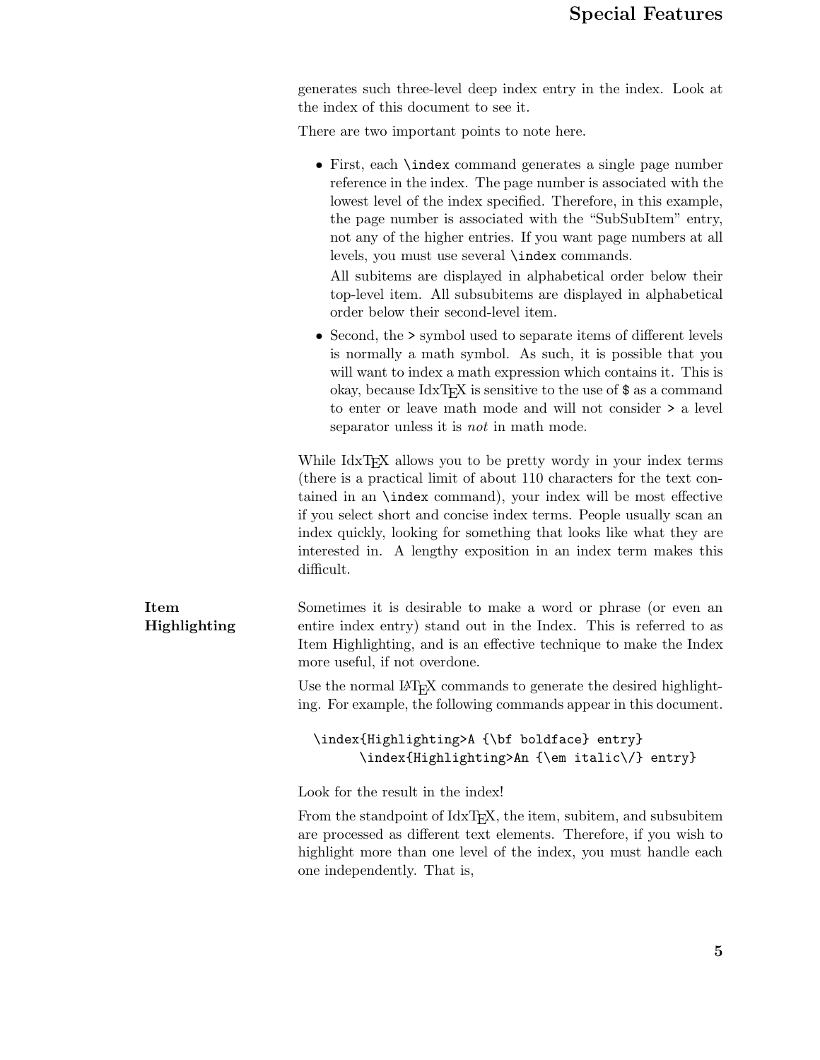generates such three-level deep index entry in the index. Look at the index of this document to see it.

There are two important points to note here.

- First, each `\index` command generates a single page number reference in the index. The page number is associated with the lowest level of the index specified. Therefore, in this example, the page number is associated with the "SubSubItem" entry, not any of the higher entries. If you want page numbers at all levels, you must use several `\index` commands.

  All subitems are displayed in alphabetical order below their top-level item. All subsubitems are displayed in alphabetical order below their second-level item.

- Second, the `>` symbol used to separate items of different levels is normally a math symbol. As such, it is possible that you will want to index a math expression which contains it. This is okay, because IdxTEX is sensitive to the use of `$` as a command to enter or leave math mode and will not consider `>` a level separator unless it is *not* in math mode.

While IdxTEX allows you to be pretty wordy in your index terms (there is a practical limit of about 110 characters for the text contained in an `\index` command), your index will be most effective if you select short and concise index terms. People usually scan an index quickly, looking for something that looks like what they are interested in. A lengthy exposition in an index term makes this difficult.

## Item Highlighting

Sometimes it is desirable to make a word or phrase (or even an entire index entry) stand out in the Index. This is referred to as Item Highlighting, and is an effective technique to make the Index more useful, if not overdone.

Use the normal LaTeX commands to generate the desired highlighting. For example, the following commands appear in this document.

```
\index{Highlighting>A {\bf boldface} entry}
      \index{Highlighting>An {\em italic\/} entry}
```

Look for the result in the index!

From the standpoint of IdxTEX, the item, subitem, and subsubitem are processed as different text elements. Therefore, if you wish to highlight more than one level of the index, you must handle each one independently. That is,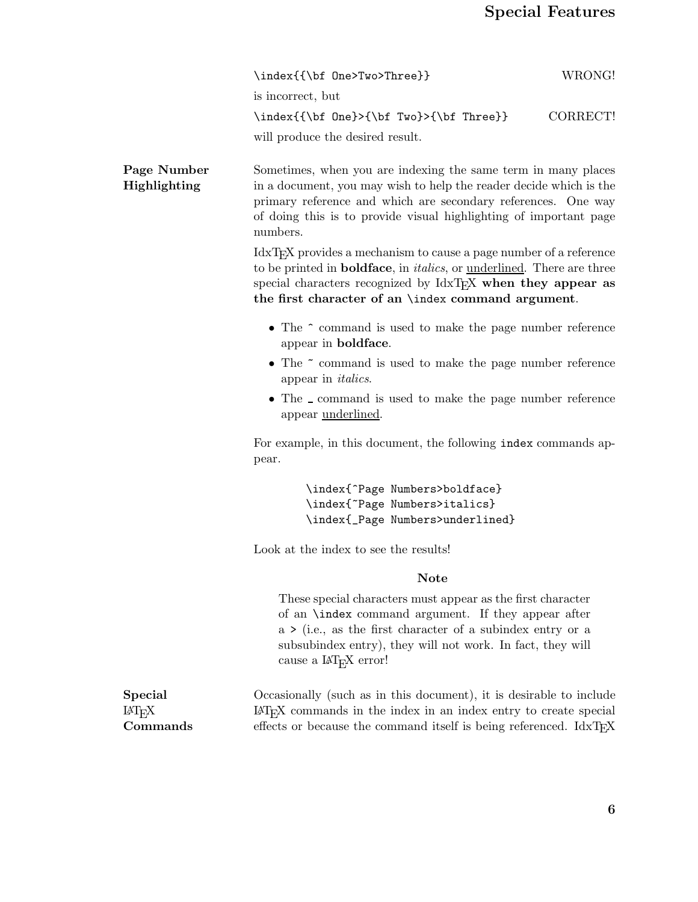```
\index{{\bf One>Two>Three}}                    WRONG!
```

is incorrect, but

```
\index{{\bf One}>{\bf Two}>{\bf Three}}        CORRECT!
```

will produce the desired result.

## Page Number Highlighting

Sometimes, when you are indexing the same term in many places in a document, you may wish to help the reader decide which is the primary reference and which are secondary references. One way of doing this is to provide visual highlighting of important page numbers.

IdxTEX provides a mechanism to cause a page number of a reference to be printed in **boldface**, in *italics*, or <u>underlined</u>. There are three special characters recognized by IdxTEX **when they appear as the first character of an `\index` command argument**.

- The ^ command is used to make the page number reference appear in **boldface**.
- The ~ command is used to make the page number reference appear in *italics*.
- The _ command is used to make the page number reference appear <u>underlined</u>.

For example, in this document, the following `index` commands appear.

```
\index{^Page Numbers>boldface}
\index{~Page Numbers>italics}
\index{_Page Numbers>underlined}
```

Look at the index to see the results!

**Note**

> These special characters must appear as the first character of an `\index` command argument. If they appear after a `>` (i.e., as the first character of a subindex entry or a subsubindex entry), they will not work. In fact, they will cause a LaTEX error!

## Special LaTEX Commands

Occasionally (such as in this document), it is desirable to include LaTEX commands in the index in an index entry to create special effects or because the command itself is being referenced. IdxTEX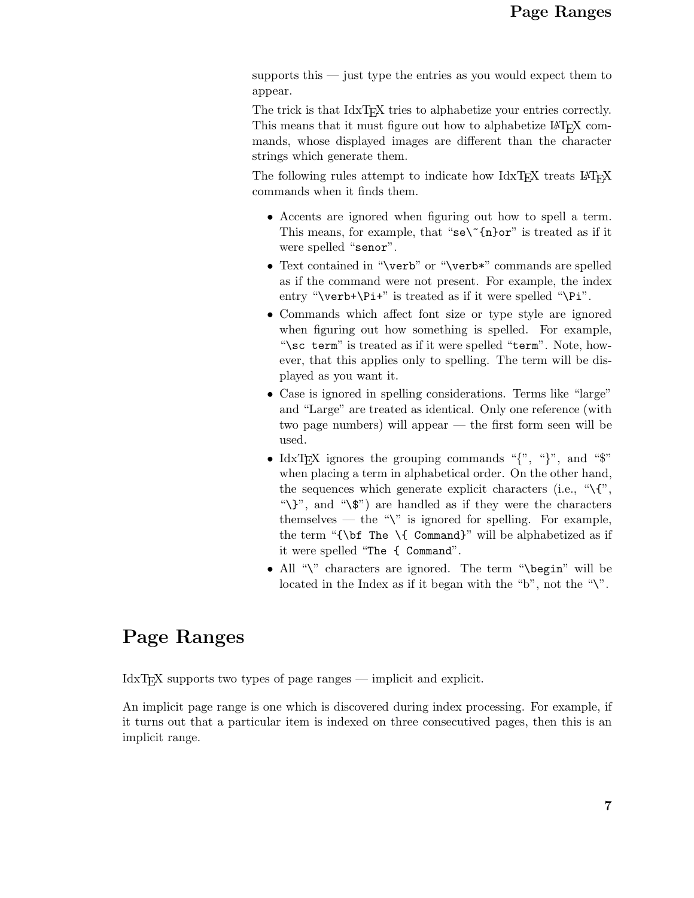supports this — just type the entries as you would expect them to appear.

The trick is that IdxTEX tries to alphabetize your entries correctly. This means that it must figure out how to alphabetize LaTEX commands, whose displayed images are different than the character strings which generate them.

The following rules attempt to indicate how IdxTEX treats LaTEX commands when it finds them.

- Accents are ignored when figuring out how to spell a term. This means, for example, that "`se\~{n}or`" is treated as if it were spelled "`senor`".
- Text contained in "`\verb`" or "`\verb*`" commands are spelled as if the command were not present. For example, the index entry "`\verb+\Pi+`" is treated as if it were spelled "`\Pi`".
- Commands which affect font size or type style are ignored when figuring out how something is spelled. For example, "`\sc term`" is treated as if it were spelled "`term`". Note, however, that this applies only to spelling. The term will be displayed as you want it.
- Case is ignored in spelling considerations. Terms like "large" and "Large" are treated as identical. Only one reference (with two page numbers) will appear — the first form seen will be used.
- IdxTEX ignores the grouping commands "{", "}", and "$" when placing a term in alphabetical order. On the other hand, the sequences which generate explicit characters (i.e., "`\{`", "`\}`", and "`\$`") are handled as if they were the characters themselves — the "\" is ignored for spelling. For example, the term "`{\bf The \{ Command}`" will be alphabetized as if it were spelled "`The { Command`".
- All "\" characters are ignored. The term "`\begin`" will be located in the Index as if it began with the "b", not the "\".

# Page Ranges

IdxTEX supports two types of page ranges — implicit and explicit.

An implicit page range is one which is discovered during index processing. For example, if it turns out that a particular item is indexed on three consecutived pages, then this is an implicit range.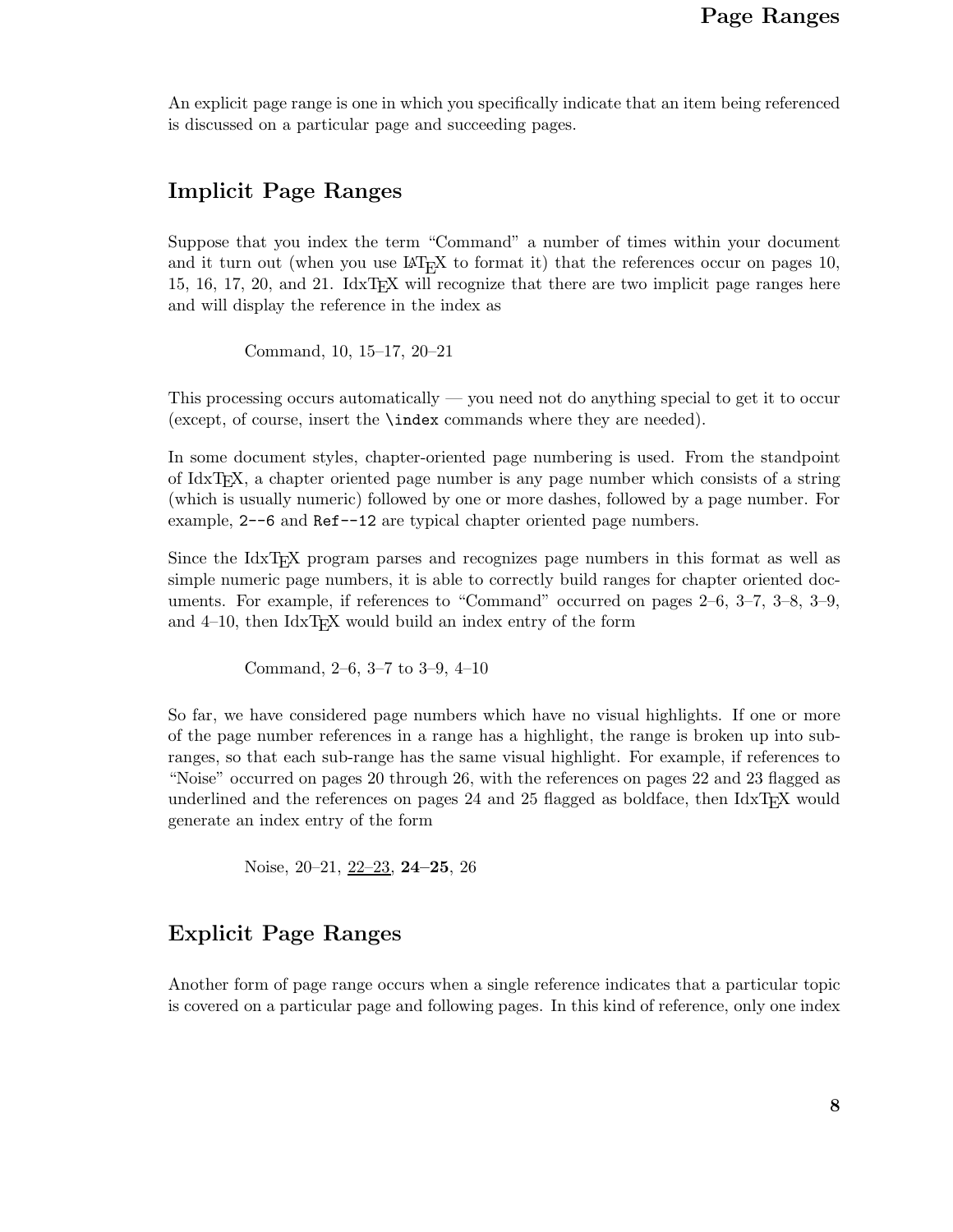An explicit page range is one in which you specifically indicate that an item being referenced is discussed on a particular page and succeeding pages.

## Implicit Page Ranges

Suppose that you index the term "Command" a number of times within your document and it turn out (when you use LaTeX to format it) that the references occur on pages 10, 15, 16, 17, 20, and 21. IdxTeX will recognize that there are two implicit page ranges here and will display the reference in the index as

> Command, 10, 15–17, 20–21

This processing occurs automatically — you need not do anything special to get it to occur (except, of course, insert the `\index` commands where they are needed).

In some document styles, chapter-oriented page numbering is used. From the standpoint of IdxTeX, a chapter oriented page number is any page number which consists of a string (which is usually numeric) followed by one or more dashes, followed by a page number. For example, `2--6` and `Ref--12` are typical chapter oriented page numbers.

Since the IdxTeX program parses and recognizes page numbers in this format as well as simple numeric page numbers, it is able to correctly build ranges for chapter oriented documents. For example, if references to "Command" occurred on pages 2–6, 3–7, 3–8, 3–9, and 4–10, then IdxTeX would build an index entry of the form

> Command, 2–6, 3–7 to 3–9, 4–10

So far, we have considered page numbers which have no visual highlights. If one or more of the page number references in a range has a highlight, the range is broken up into sub-ranges, so that each sub-range has the same visual highlight. For example, if references to "Noise" occurred on pages 20 through 26, with the references on pages 22 and 23 flagged as underlined and the references on pages 24 and 25 flagged as boldface, then IdxTeX would generate an index entry of the form

> Noise, 20–21, <u>22–23</u>, **24–25**, 26

## Explicit Page Ranges

Another form of page range occurs when a single reference indicates that a particular topic is covered on a particular page and following pages. In this kind of reference, only one index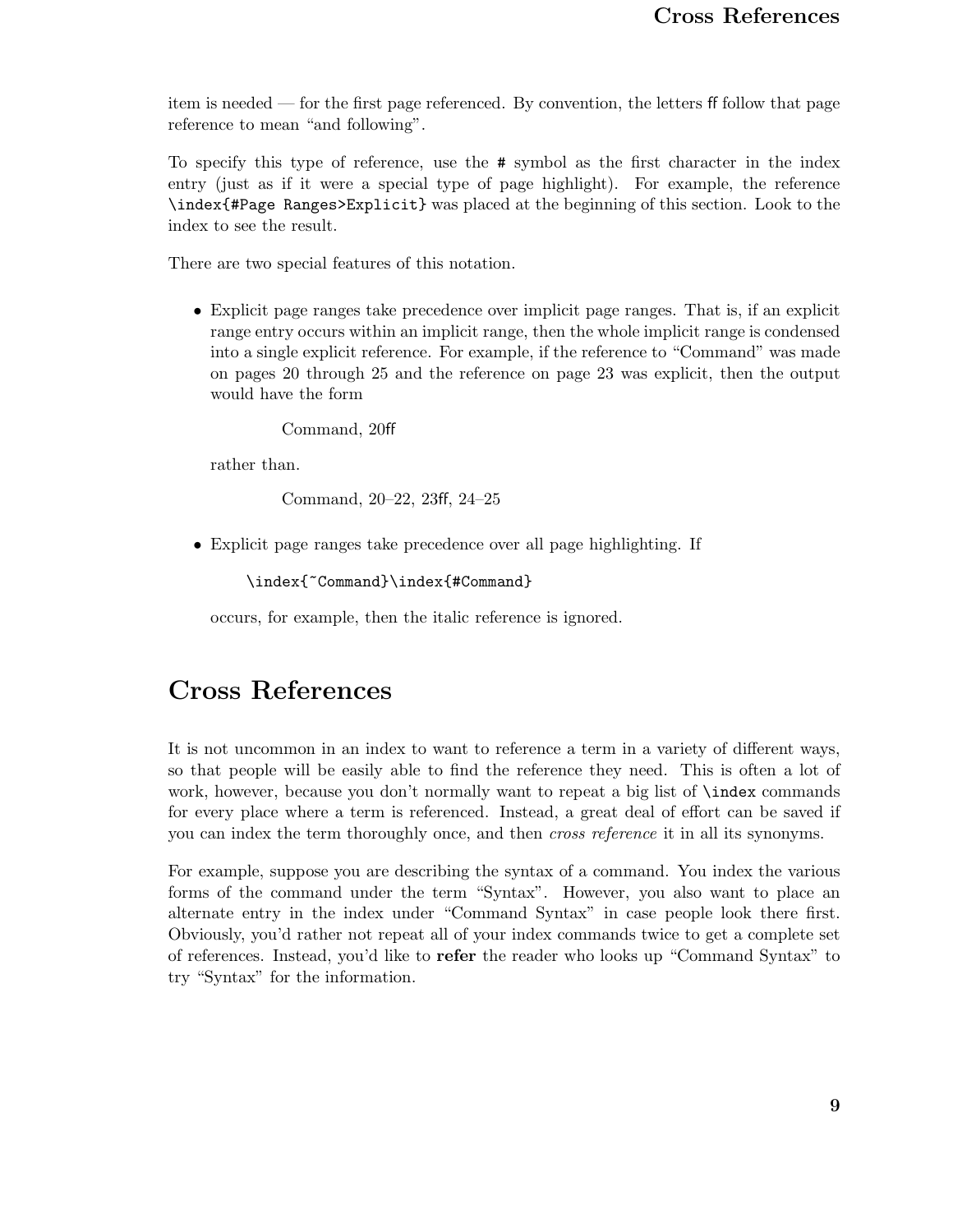item is needed — for the first page referenced. By convention, the letters ff follow that page reference to mean "and following".

To specify this type of reference, use the # symbol as the first character in the index entry (just as if it were a special type of page highlight). For example, the reference `\index{#Page Ranges>Explicit}` was placed at the beginning of this section. Look to the index to see the result.

There are two special features of this notation.

- Explicit page ranges take precedence over implicit page ranges. That is, if an explicit range entry occurs within an implicit range, then the whole implicit range is condensed into a single explicit reference. For example, if the reference to "Command" was made on pages 20 through 25 and the reference on page 23 was explicit, then the output would have the form

  Command, 20ff

  rather than.

  Command, 20–22, 23ff, 24–25

- Explicit page ranges take precedence over all page highlighting. If

  ```
  \index{~Command}\index{#Command}
  ```

  occurs, for example, then the italic reference is ignored.

## Cross References

It is not uncommon in an index to want to reference a term in a variety of different ways, so that people will be easily able to find the reference they need. This is often a lot of work, however, because you don't normally want to repeat a big list of `\index` commands for every place where a term is referenced. Instead, a great deal of effort can be saved if you can index the term thoroughly once, and then *cross reference* it in all its synonyms.

For example, suppose you are describing the syntax of a command. You index the various forms of the command under the term "Syntax". However, you also want to place an alternate entry in the index under "Command Syntax" in case people look there first. Obviously, you'd rather not repeat all of your index commands twice to get a complete set of references. Instead, you'd like to **refer** the reader who looks up "Command Syntax" to try "Syntax" for the information.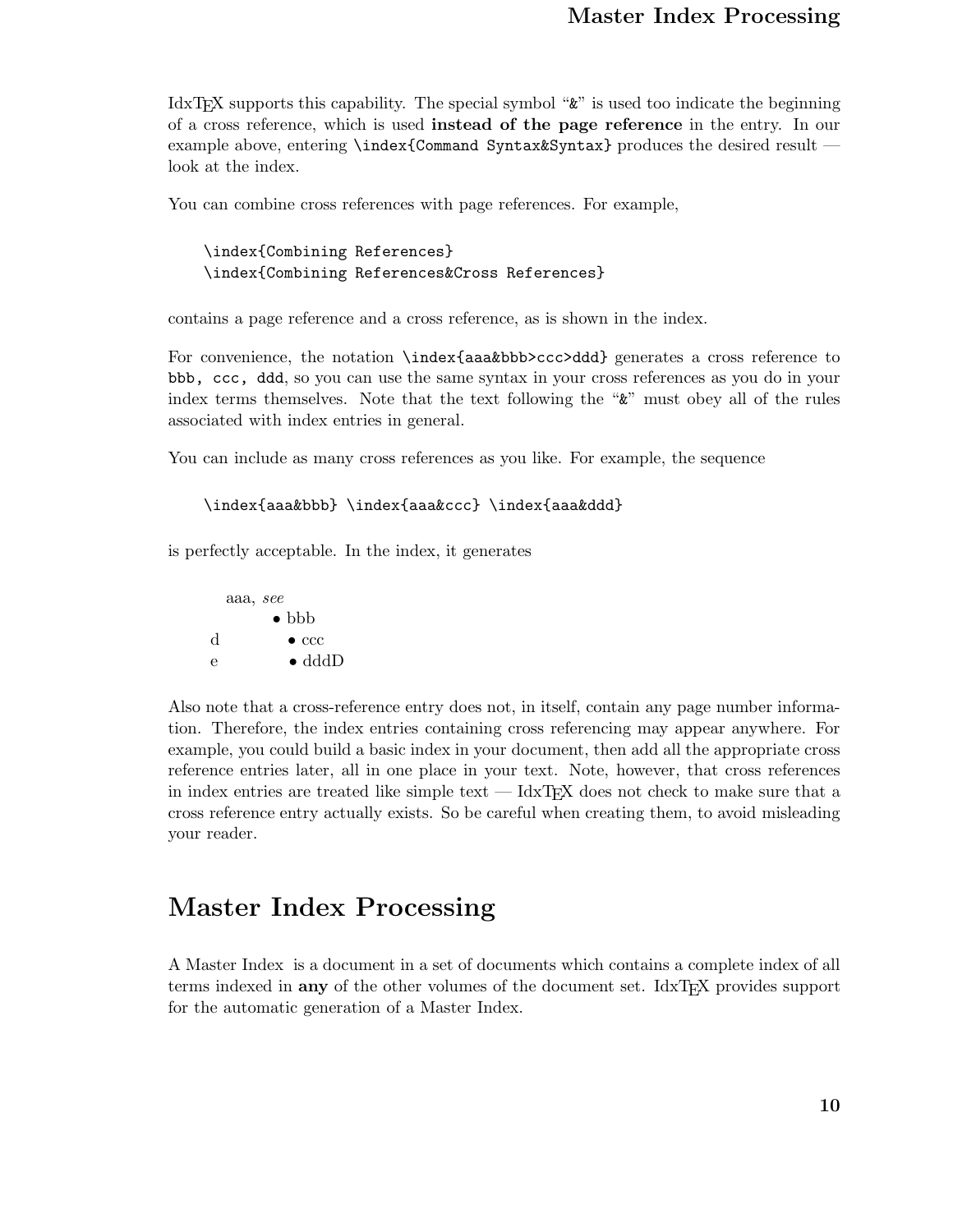IdxTEX supports this capability. The special symbol "`&`" is used too indicate the beginning of a cross reference, which is used **instead of the page reference** in the entry. In our example above, entering `\index{Command Syntax&Syntax}` produces the desired result — look at the index.

You can combine cross references with page references. For example,

```
\index{Combining References}
\index{Combining References&Cross References}
```

contains a page reference and a cross reference, as is shown in the index.

For convenience, the notation `\index{aaa&bbb>ccc>ddd}` generates a cross reference to `bbb, ccc, ddd`, so you can use the same syntax in your cross references as you do in your index terms themselves. Note that the text following the "`&`" must obey all of the rules associated with index entries in general.

You can include as many cross references as you like. For example, the sequence

```
\index{aaa&bbb} \index{aaa&ccc} \index{aaa&ddd}
```

is perfectly acceptable. In the index, it generates

```
   aaa, see
          • bbb
d          • ccc
e          • dddD
```

Also note that a cross-reference entry does not, in itself, contain any page number information. Therefore, the index entries containing cross referencing may appear anywhere. For example, you could build a basic index in your document, then add all the appropriate cross reference entries later, all in one place in your text. Note, however, that cross references in index entries are treated like simple text — IdxTEX does not check to make sure that a cross reference entry actually exists. So be careful when creating them, to avoid misleading your reader.

## Master Index Processing

A Master Index is a document in a set of documents which contains a complete index of all terms indexed in **any** of the other volumes of the document set. IdxTEX provides support for the automatic generation of a Master Index.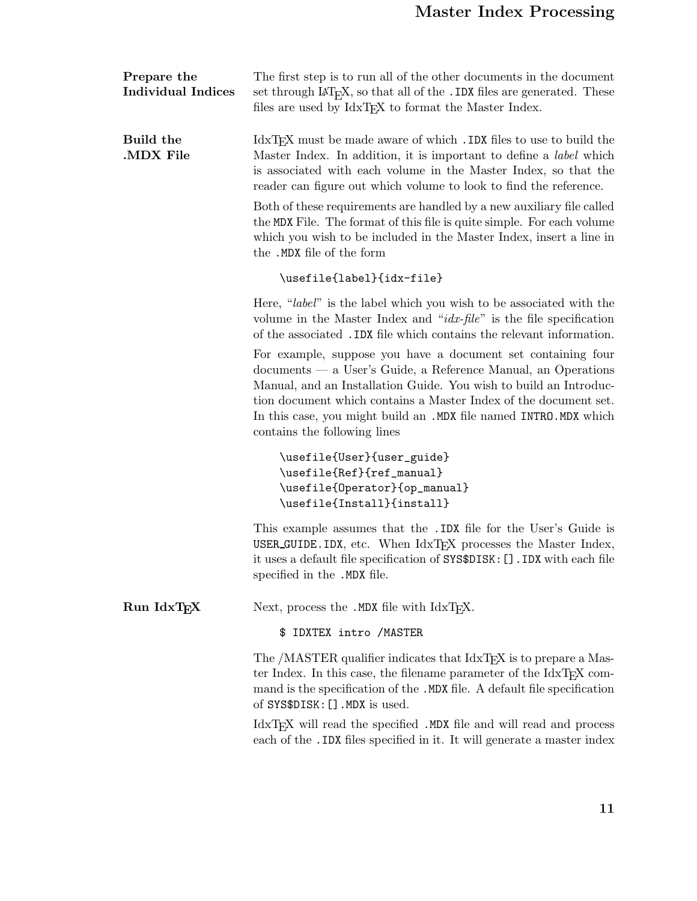**Prepare the Individual Indices**

The first step is to run all of the other documents in the document set through LaTeX, so that all of the `.IDX` files are generated. These files are used by IdxTeX to format the Master Index.

**Build the .MDX File**

IdxTeX must be made aware of which `.IDX` files to use to build the Master Index. In addition, it is important to define a *label* which is associated with each volume in the Master Index, so that the reader can figure out which volume to look to find the reference.

Both of these requirements are handled by a new auxiliary file called the `MDX` File. The format of this file is quite simple. For each volume which you wish to be included in the Master Index, insert a line in the `.MDX` file of the form

```
\usefile{label}{idx-file}
```

Here, "*label*" is the label which you wish to be associated with the volume in the Master Index and "*idx-file*" is the file specification of the associated `.IDX` file which contains the relevant information.

For example, suppose you have a document set containing four documents — a User's Guide, a Reference Manual, an Operations Manual, and an Installation Guide. You wish to build an Introduction document which contains a Master Index of the document set. In this case, you might build an `.MDX` file named `INTRO.MDX` which contains the following lines

```
\usefile{User}{user_guide}
\usefile{Ref}{ref_manual}
\usefile{Operator}{op_manual}
\usefile{Install}{install}
```

This example assumes that the `.IDX` file for the User's Guide is `USER_GUIDE.IDX`, etc. When IdxTeX processes the Master Index, it uses a default file specification of `SYS$DISK:[].IDX` with each file specified in the `.MDX` file.

**Run IdxTeX**

Next, process the `.MDX` file with IdxTeX.

```
$ IDXTEX intro /MASTER
```

The /MASTER qualifier indicates that IdxTeX is to prepare a Master Index. In this case, the filename parameter of the IdxTeX command is the specification of the `.MDX` file. A default file specification of `SYS$DISK:[].MDX` is used.

IdxTeX will read the specified `.MDX` file and will read and process each of the `.IDX` files specified in it. It will generate a master index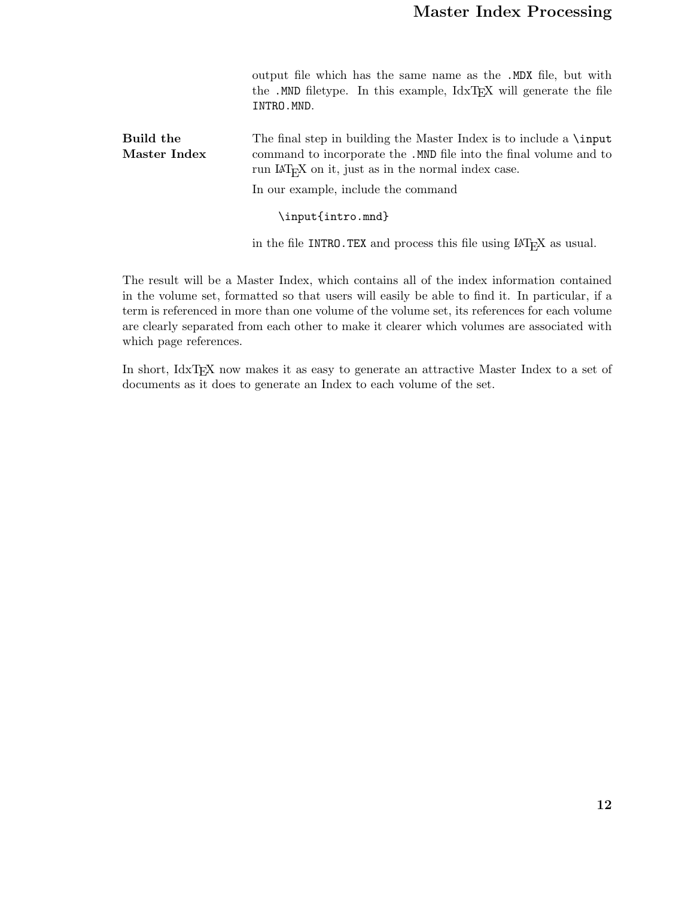output file which has the same name as the .MDX file, but with the .MND filetype. In this example, IdxTEX will generate the file INTRO.MND.

**Build the Master Index**

The final step in building the Master Index is to include a \input command to incorporate the .MND file into the final volume and to run LaTeX on it, just as in the normal index case.

In our example, include the command

```
\input{intro.mnd}
```

in the file INTRO.TEX and process this file using LaTeX as usual.

The result will be a Master Index, which contains all of the index information contained in the volume set, formatted so that users will easily be able to find it. In particular, if a term is referenced in more than one volume of the volume set, its references for each volume are clearly separated from each other to make it clearer which volumes are associated with which page references.

In short, IdxTEX now makes it as easy to generate an attractive Master Index to a set of documents as it does to generate an Index to each volume of the set.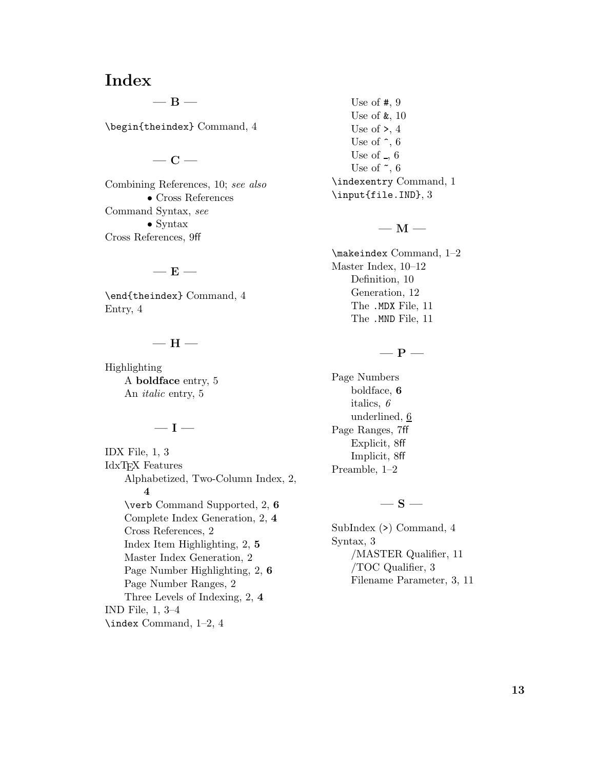# Index

## — B —

`\begin{theindex}` Command, 4

## — C —

Combining References, 10; *see also*
- Cross References

Command Syntax, *see*
- Syntax

Cross References, 9ff

## — E —

`\end{theindex}` Command, 4
Entry, 4

## — H —

Highlighting
- A **boldface** entry, 5
- An *italic* entry, 5

## — I —

IDX File, 1, 3
IdxTEX Features
- Alphabetized, Two-Column Index, 2, **4**
- `\verb` Command Supported, 2, **6**
- Complete Index Generation, 2, **4**
- Cross References, 2
- Index Item Highlighting, 2, **5**
- Master Index Generation, 2
- Page Number Highlighting, 2, **6**
- Page Number Ranges, 2
- Three Levels of Indexing, 2, **4**

IND File, 1, 3–4
`\index` Command, 1–2, 4
- Use of `#`, 9
- Use of `&`, 10
- Use of `>`, 4
- Use of `^`, 6
- Use of `_`, 6
- Use of `~`, 6

`\indexentry` Command, 1
`\input{file.IND}`, 3

## — M —

`\makeindex` Command, 1–2
Master Index, 10–12
- Definition, 10
- Generation, 12
- The `.MDX` File, 11
- The `.MND` File, 11

## — P —

Page Numbers
- boldface, **6**
- italics, *6*
- underlined, <u>6</u>

Page Ranges, 7ff
- Explicit, 8ff
- Implicit, 8ff

Preamble, 1–2

## — S —

SubIndex (`>`) Command, 4
Syntax, 3
- /MASTER Qualifier, 11
- /TOC Qualifier, 3
- Filename Parameter, 3, 11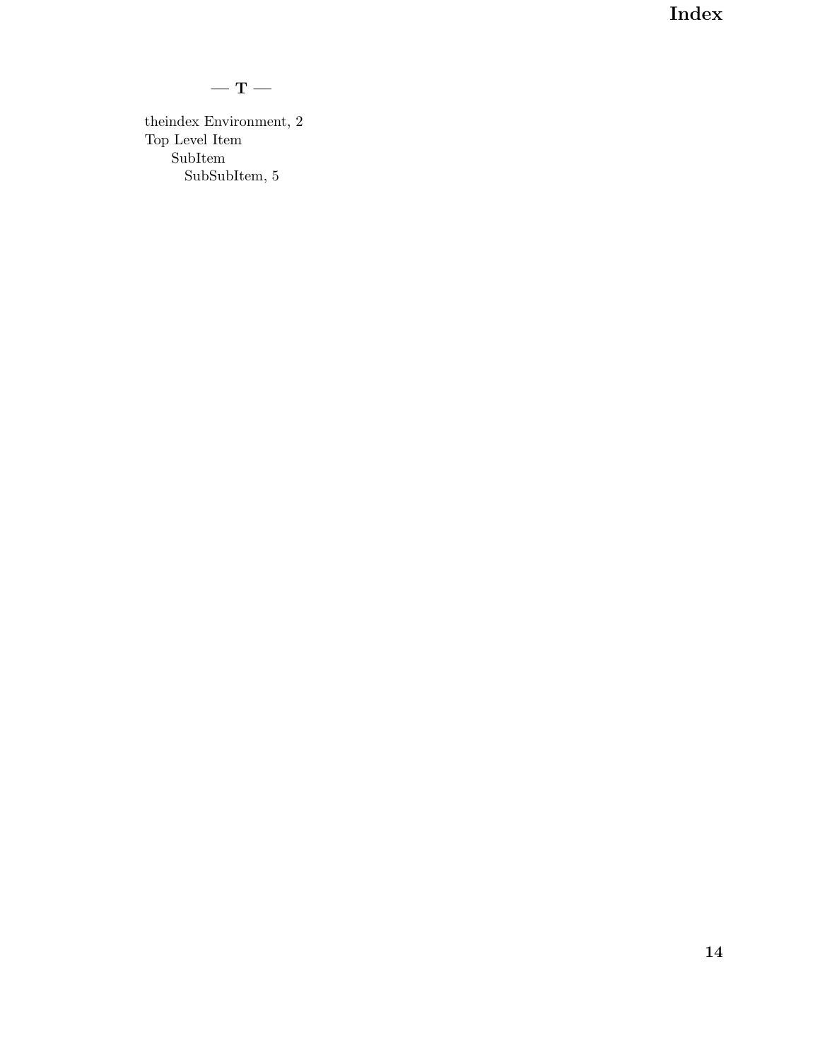# Index

## — T —

theindex Environment, 2
Top Level Item
    SubItem
        SubSubItem, 5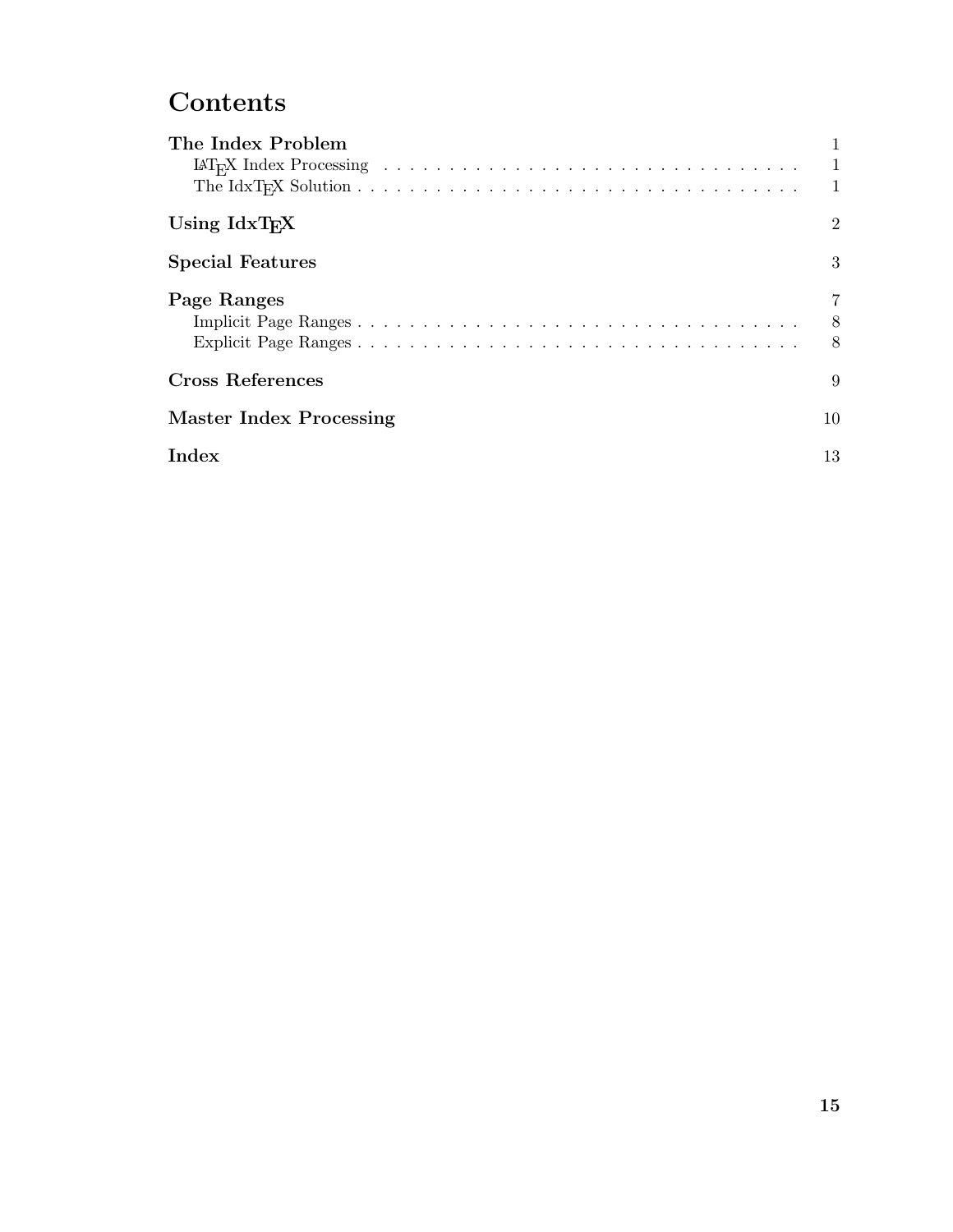# Contents

**The Index Problem** 1
- LaTeX Index Processing ... 1
- The IdxTeX Solution ... 1

**Using IdxTeX** 2

**Special Features** 3

**Page Ranges** 7
- Implicit Page Ranges ... 8
- Explicit Page Ranges ... 8

**Cross References** 9

**Master Index Processing** 10

**Index** 13